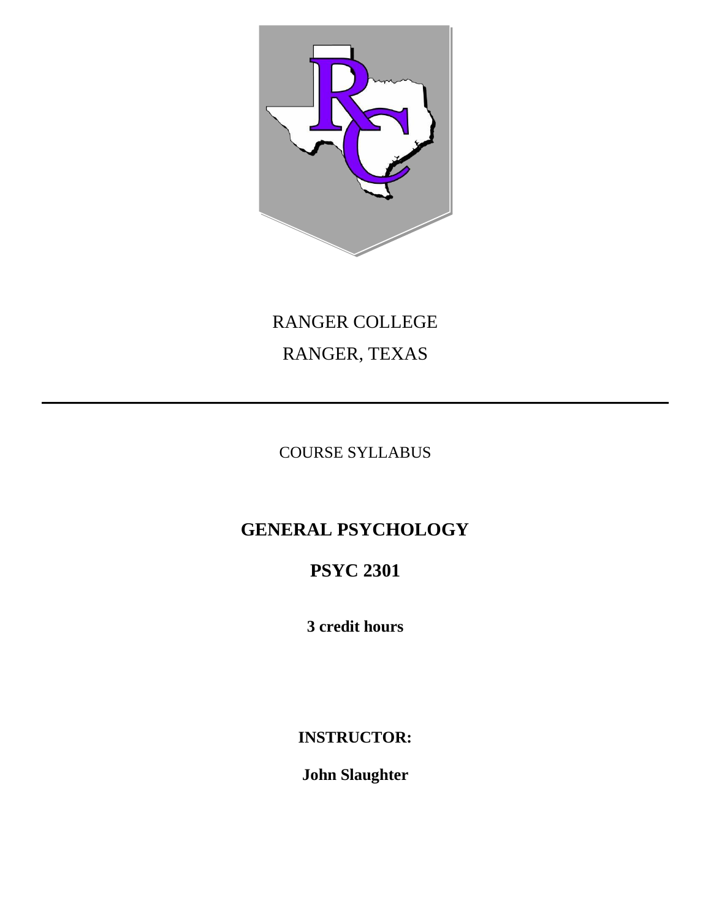RANGER COLLEGE

RANGER, TEXAS

---

COURSE SYLLABUS

# GENERAL PSYCHOLOGY

# PSYC 2301

**3 credit hours**

**INSTRUCTOR:**

**John Slaughter**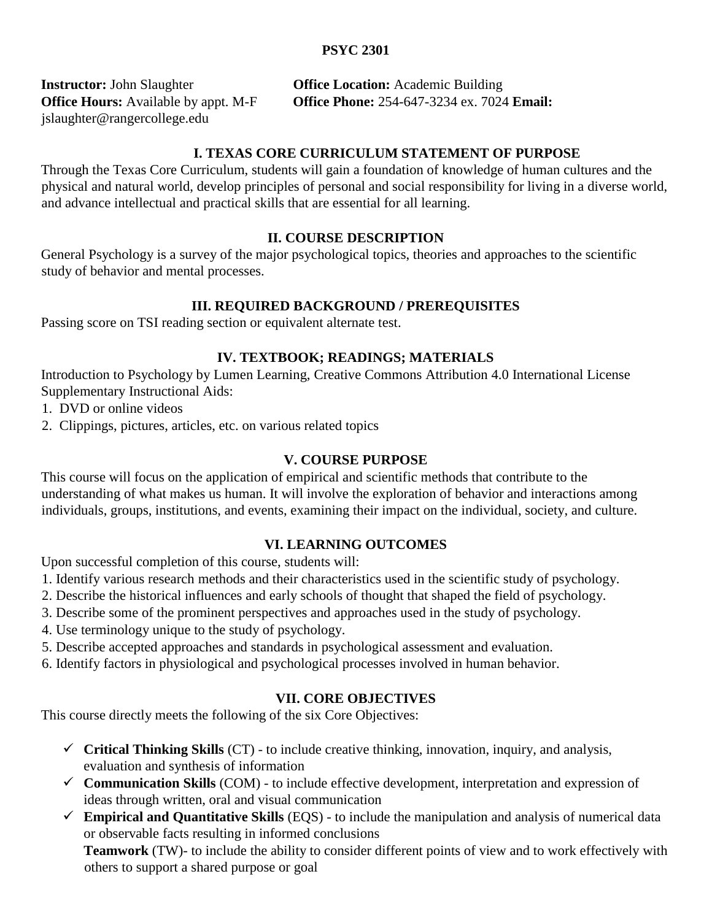**PSYC 2301**

**Instructor:** John Slaughter **Office Location:** Academic Building
**Office Hours:** Available by appt. M-F **Office Phone:** 254-647-3234 ex. 7024 **Email:** jslaughter@rangercollege.edu

## I. TEXAS CORE CURRICULUM STATEMENT OF PURPOSE

Through the Texas Core Curriculum, students will gain a foundation of knowledge of human cultures and the physical and natural world, develop principles of personal and social responsibility for living in a diverse world, and advance intellectual and practical skills that are essential for all learning.

## II. COURSE DESCRIPTION

General Psychology is a survey of the major psychological topics, theories and approaches to the scientific study of behavior and mental processes.

## III. REQUIRED BACKGROUND / PREREQUISITES

Passing score on TSI reading section or equivalent alternate test.

## IV. TEXTBOOK; READINGS; MATERIALS

Introduction to Psychology by Lumen Learning, Creative Commons Attribution 4.0 International License
Supplementary Instructional Aids:

1. DVD or online videos
2. Clippings, pictures, articles, etc. on various related topics

## V. COURSE PURPOSE

This course will focus on the application of empirical and scientific methods that contribute to the understanding of what makes us human. It will involve the exploration of behavior and interactions among individuals, groups, institutions, and events, examining their impact on the individual, society, and culture.

## VI. LEARNING OUTCOMES

Upon successful completion of this course, students will:

1. Identify various research methods and their characteristics used in the scientific study of psychology.
2. Describe the historical influences and early schools of thought that shaped the field of psychology.
3. Describe some of the prominent perspectives and approaches used in the study of psychology.
4. Use terminology unique to the study of psychology.
5. Describe accepted approaches and standards in psychological assessment and evaluation.
6. Identify factors in physiological and psychological processes involved in human behavior.

## VII. CORE OBJECTIVES

This course directly meets the following of the six Core Objectives:

- ✓ **Critical Thinking Skills** (CT) - to include creative thinking, innovation, inquiry, and analysis, evaluation and synthesis of information
- ✓ **Communication Skills** (COM) - to include effective development, interpretation and expression of ideas through written, oral and visual communication
- ✓ **Empirical and Quantitative Skills** (EQS) - to include the manipulation and analysis of numerical data or observable facts resulting in informed conclusions

  **Teamwork** (TW)- to include the ability to consider different points of view and to work effectively with others to support a shared purpose or goal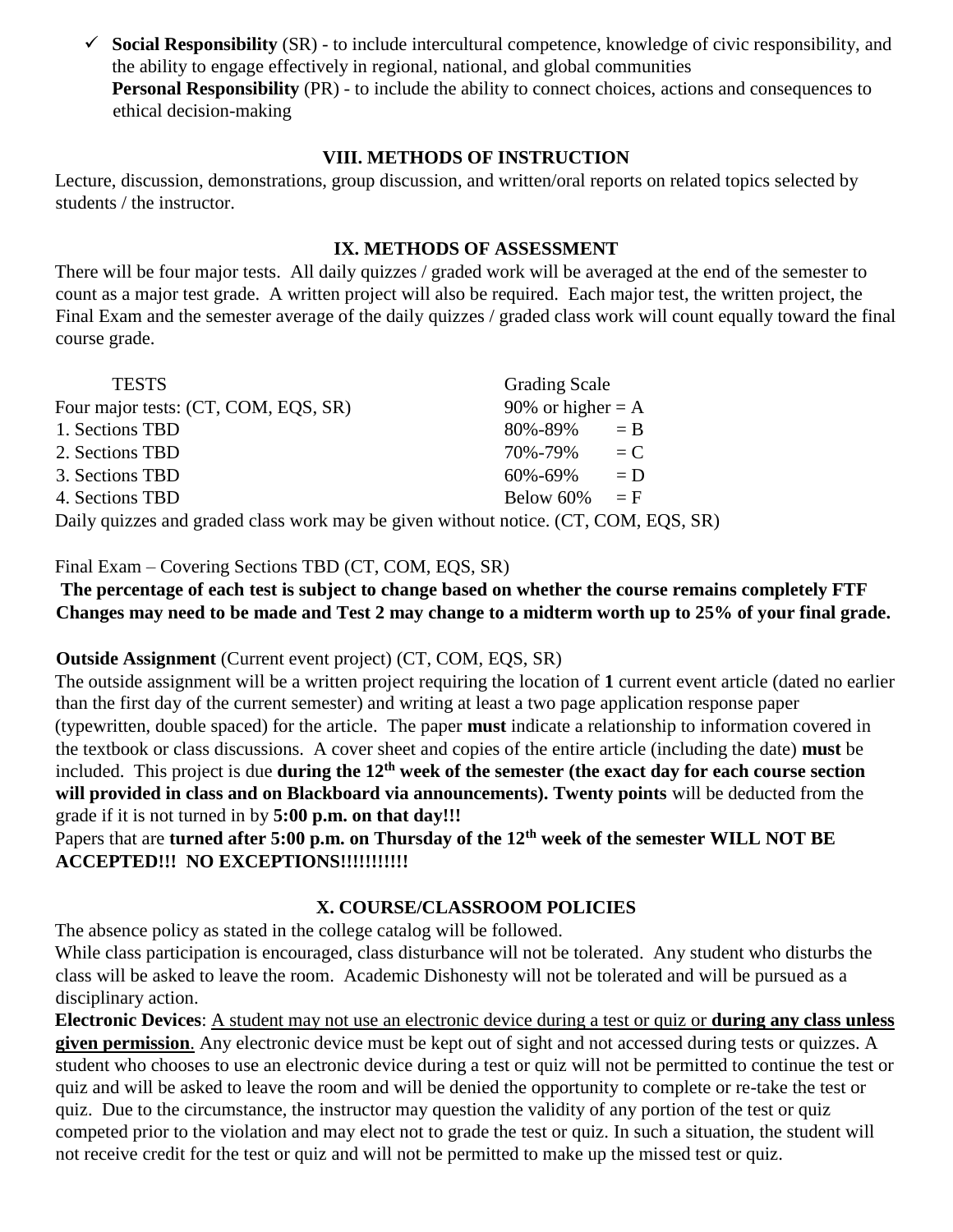- ✓ **Social Responsibility** (SR) - to include intercultural competence, knowledge of civic responsibility, and the ability to engage effectively in regional, national, and global communities
  **Personal Responsibility** (PR) - to include the ability to connect choices, actions and consequences to ethical decision-making

## VIII. METHODS OF INSTRUCTION

Lecture, discussion, demonstrations, group discussion, and written/oral reports on related topics selected by students / the instructor.

## IX. METHODS OF ASSESSMENT

There will be four major tests. All daily quizzes / graded work will be averaged at the end of the semester to count as a major test grade. A written project will also be required. Each major test, the written project, the Final Exam and the semester average of the daily quizzes / graded class work will count equally toward the final course grade.

| TESTS | Grading Scale |
|---|---|
| Four major tests: (CT, COM, EQS, SR) | 90% or higher = A |
| 1. Sections TBD | 80%-89% = B |
| 2. Sections TBD | 70%-79% = C |
| 3. Sections TBD | 60%-69% = D |
| 4. Sections TBD | Below 60% = F |

Daily quizzes and graded class work may be given without notice. (CT, COM, EQS, SR)

Final Exam – Covering Sections TBD (CT, COM, EQS, SR)

**The percentage of each test is subject to change based on whether the course remains completely FTF Changes may need to be made and Test 2 may change to a midterm worth up to 25% of your final grade.**

**Outside Assignment** (Current event project) (CT, COM, EQS, SR)

The outside assignment will be a written project requiring the location of **1** current event article (dated no earlier than the first day of the current semester) and writing at least a two page application response paper (typewritten, double spaced) for the article. The paper **must** indicate a relationship to information covered in the textbook or class discussions. A cover sheet and copies of the entire article (including the date) **must** be included. This project is due **during the 12th week of the semester (the exact day for each course section will provided in class and on Blackboard via announcements). Twenty points** will be deducted from the grade if it is not turned in by **5:00 p.m. on that day!!!**

Papers that are **turned after 5:00 p.m. on Thursday of the 12th week of the semester WILL NOT BE ACCEPTED!!! NO EXCEPTIONS!!!!!!!!!!!**

## X. COURSE/CLASSROOM POLICIES

The absence policy as stated in the college catalog will be followed.

While class participation is encouraged, class disturbance will not be tolerated. Any student who disturbs the class will be asked to leave the room. Academic Dishonesty will not be tolerated and will be pursued as a disciplinary action.

**Electronic Devices**: A student may not use an electronic device during a test or quiz or **during any class unless given permission**. Any electronic device must be kept out of sight and not accessed during tests or quizzes. A student who chooses to use an electronic device during a test or quiz will not be permitted to continue the test or quiz and will be asked to leave the room and will be denied the opportunity to complete or re-take the test or quiz. Due to the circumstance, the instructor may question the validity of any portion of the test or quiz competed prior to the violation and may elect not to grade the test or quiz. In such a situation, the student will not receive credit for the test or quiz and will not be permitted to make up the missed test or quiz.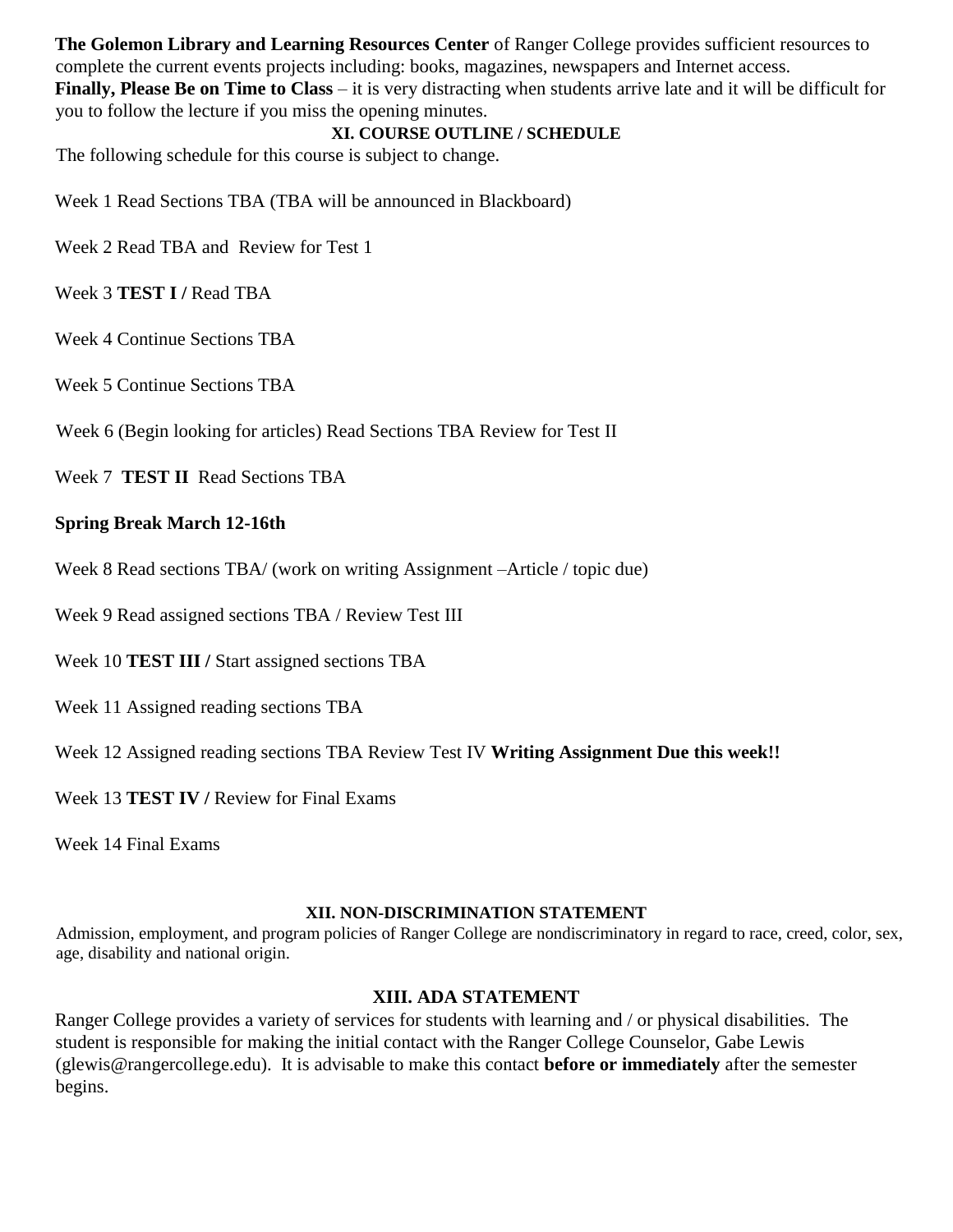**The Golemon Library and Learning Resources Center** of Ranger College provides sufficient resources to complete the current events projects including: books, magazines, newspapers and Internet access.

**Finally, Please Be on Time to Class** – it is very distracting when students arrive late and it will be difficult for you to follow the lecture if you miss the opening minutes.

## XI. COURSE OUTLINE / SCHEDULE

The following schedule for this course is subject to change.

Week 1 Read Sections TBA (TBA will be announced in Blackboard)

Week 2 Read TBA and Review for Test 1

Week 3 **TEST I /** Read TBA

Week 4 Continue Sections TBA

Week 5 Continue Sections TBA

Week 6 (Begin looking for articles) Read Sections TBA Review for Test II

Week 7 **TEST II** Read Sections TBA

**Spring Break March 12-16th**

Week 8 Read sections TBA/ (work on writing Assignment –Article / topic due)

Week 9 Read assigned sections TBA / Review Test III

Week 10 **TEST III /** Start assigned sections TBA

Week 11 Assigned reading sections TBA

Week 12 Assigned reading sections TBA Review Test IV **Writing Assignment Due this week!!**

Week 13 **TEST IV /** Review for Final Exams

Week 14 Final Exams

## XII. NON-DISCRIMINATION STATEMENT

Admission, employment, and program policies of Ranger College are nondiscriminatory in regard to race, creed, color, sex, age, disability and national origin.

## XIII. ADA STATEMENT

Ranger College provides a variety of services for students with learning and / or physical disabilities. The student is responsible for making the initial contact with the Ranger College Counselor, Gabe Lewis (glewis@rangercollege.edu). It is advisable to make this contact **before or immediately** after the semester begins.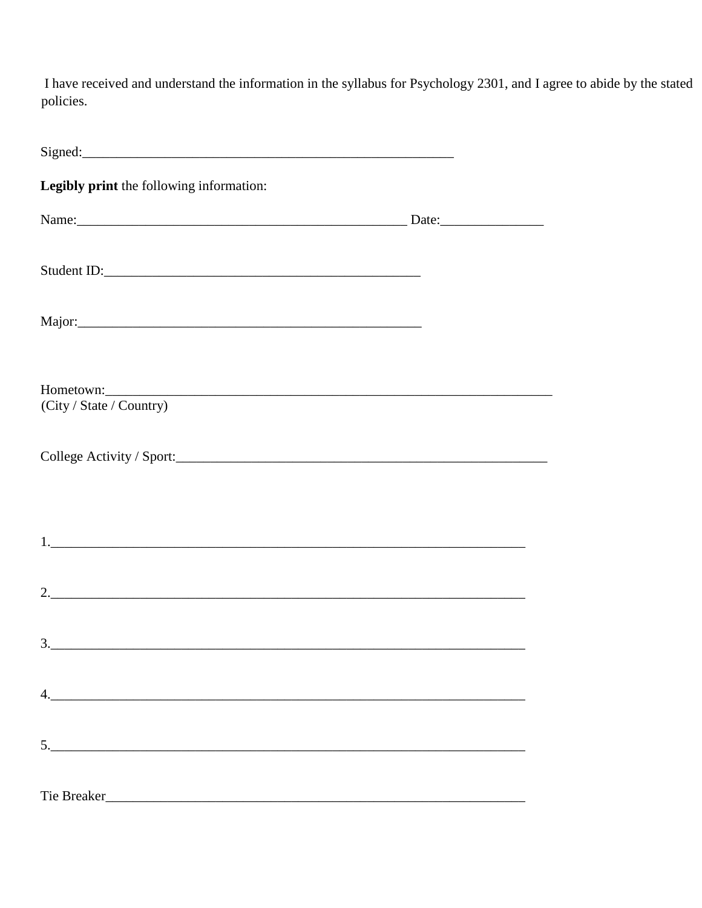I have received and understand the information in the syllabus for Psychology 2301, and I agree to abide by the stated policies.

Signed:_______________________________________________________

**Legibly print** the following information:

Name:________________________________________________ Date:_______________

Student ID:_______________________________________________

Major:__________________________________________________

Hometown:_________________________________________________________________
(City / State / Country)

College Activity / Sport:_______________________________________________________

1._____________________________________________________________________

2._____________________________________________________________________

3._____________________________________________________________________

4._____________________________________________________________________

5._____________________________________________________________________

Tie Breaker______________________________________________________________